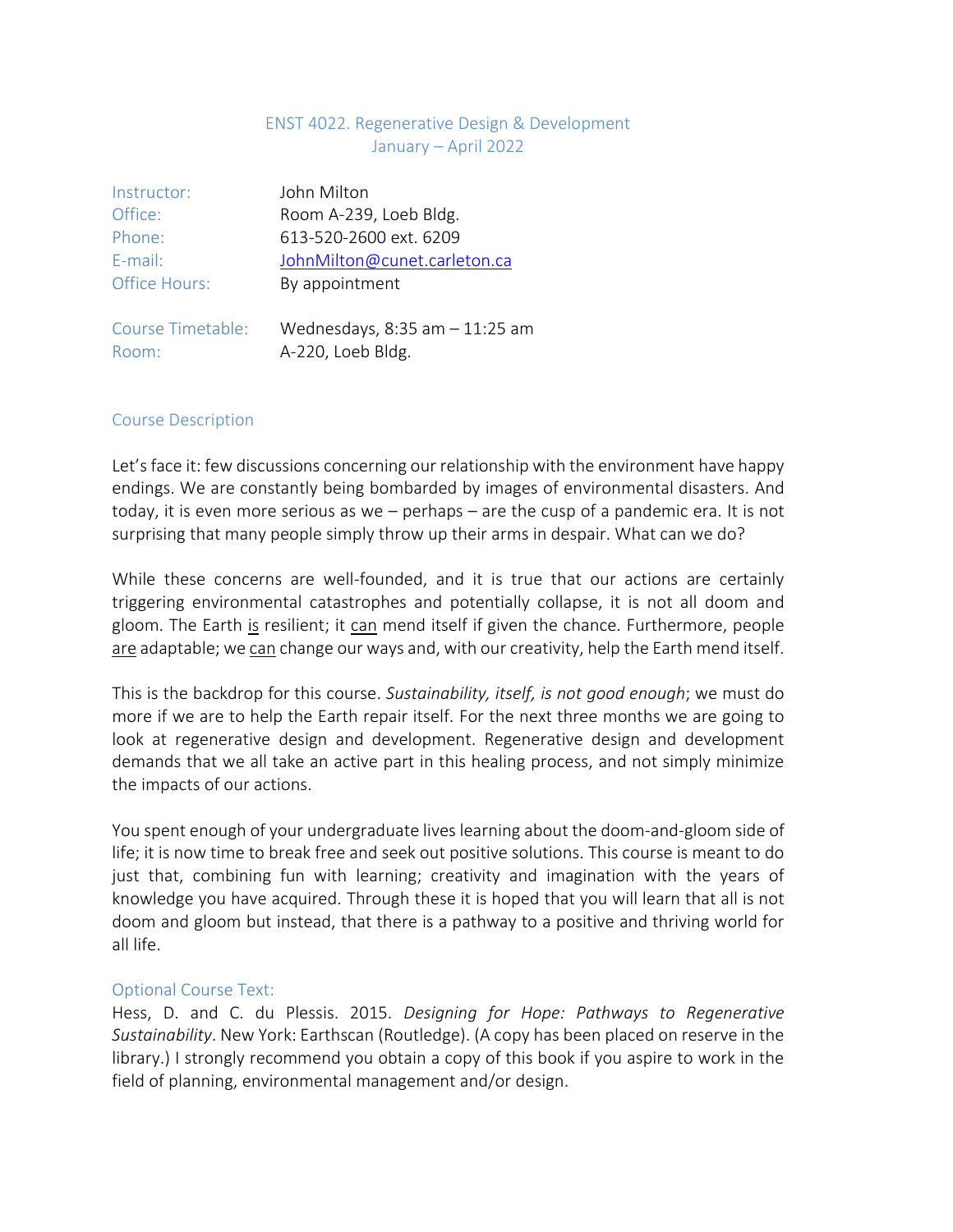# ENST 4022. Regenerative Design & Development
January – April 2022

| | |
|---|---|
| Instructor: | John Milton |
| Office: | Room A-239, Loeb Bldg. |
| Phone: | 613-520-2600 ext. 6209 |
| E-mail: | JohnMilton@cunet.carleton.ca |
| Office Hours: | By appointment |
| Course Timetable: | Wednesdays, 8:35 am – 11:25 am |
| Room: | A-220, Loeb Bldg. |

## Course Description

Let's face it: few discussions concerning our relationship with the environment have happy endings. We are constantly being bombarded by images of environmental disasters. And today, it is even more serious as we – perhaps – are the cusp of a pandemic era. It is not surprising that many people simply throw up their arms in despair. What can we do?

While these concerns are well-founded, and it is true that our actions are certainly triggering environmental catastrophes and potentially collapse, it is not all doom and gloom. The Earth is resilient; it can mend itself if given the chance. Furthermore, people are adaptable; we can change our ways and, with our creativity, help the Earth mend itself.

This is the backdrop for this course. *Sustainability, itself, is not good enough*; we must do more if we are to help the Earth repair itself. For the next three months we are going to look at regenerative design and development. Regenerative design and development demands that we all take an active part in this healing process, and not simply minimize the impacts of our actions.

You spent enough of your undergraduate lives learning about the doom-and-gloom side of life; it is now time to break free and seek out positive solutions. This course is meant to do just that, combining fun with learning; creativity and imagination with the years of knowledge you have acquired. Through these it is hoped that you will learn that all is not doom and gloom but instead, that there is a pathway to a positive and thriving world for all life.

## Optional Course Text:

Hess, D. and C. du Plessis. 2015. *Designing for Hope: Pathways to Regenerative Sustainability*. New York: Earthscan (Routledge). (A copy has been placed on reserve in the library.) I strongly recommend you obtain a copy of this book if you aspire to work in the field of planning, environmental management and/or design.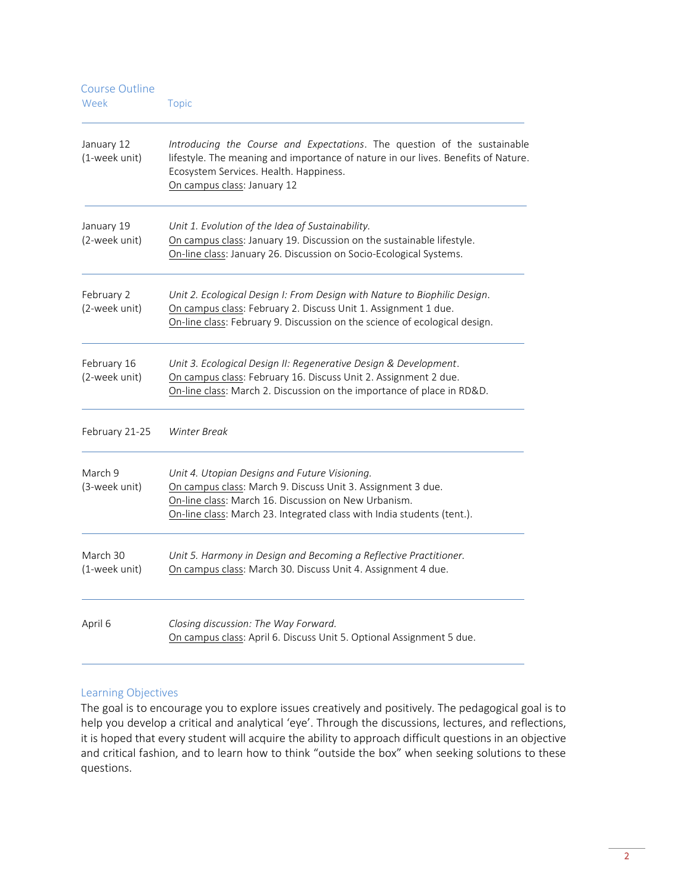## Course Outline

| Week | Topic |
|---|---|
| January 12 (1-week unit) | *Introducing the Course and Expectations*. The question of the sustainable lifestyle. The meaning and importance of nature in our lives. Benefits of Nature. Ecosystem Services. Health. Happiness.<br>On campus class: January 12 |
| January 19 (2-week unit) | *Unit 1. Evolution of the Idea of Sustainability.*<br>On campus class: January 19. Discussion on the sustainable lifestyle.<br>On-line class: January 26. Discussion on Socio-Ecological Systems. |
| February 2 (2-week unit) | *Unit 2. Ecological Design I: From Design with Nature to Biophilic Design*.<br>On campus class: February 2. Discuss Unit 1. Assignment 1 due.<br>On-line class: February 9. Discussion on the science of ecological design. |
| February 16 (2-week unit) | *Unit 3. Ecological Design II: Regenerative Design & Development*.<br>On campus class: February 16. Discuss Unit 2. Assignment 2 due.<br>On-line class: March 2. Discussion on the importance of place in RD&D. |
| February 21-25 | *Winter Break* |
| March 9 (3-week unit) | *Unit 4. Utopian Designs and Future Visioning.*<br>On campus class: March 9. Discuss Unit 3. Assignment 3 due.<br>On-line class: March 16. Discussion on New Urbanism.<br>On-line class: March 23. Integrated class with India students (tent.). |
| March 30 (1-week unit) | *Unit 5. Harmony in Design and Becoming a Reflective Practitioner.*<br>On campus class: March 30. Discuss Unit 4. Assignment 4 due. |
| April 6 | *Closing discussion: The Way Forward.*<br>On campus class: April 6. Discuss Unit 5. Optional Assignment 5 due. |

## Learning Objectives

The goal is to encourage you to explore issues creatively and positively. The pedagogical goal is to help you develop a critical and analytical 'eye'. Through the discussions, lectures, and reflections, it is hoped that every student will acquire the ability to approach difficult questions in an objective and critical fashion, and to learn how to think "outside the box" when seeking solutions to these questions.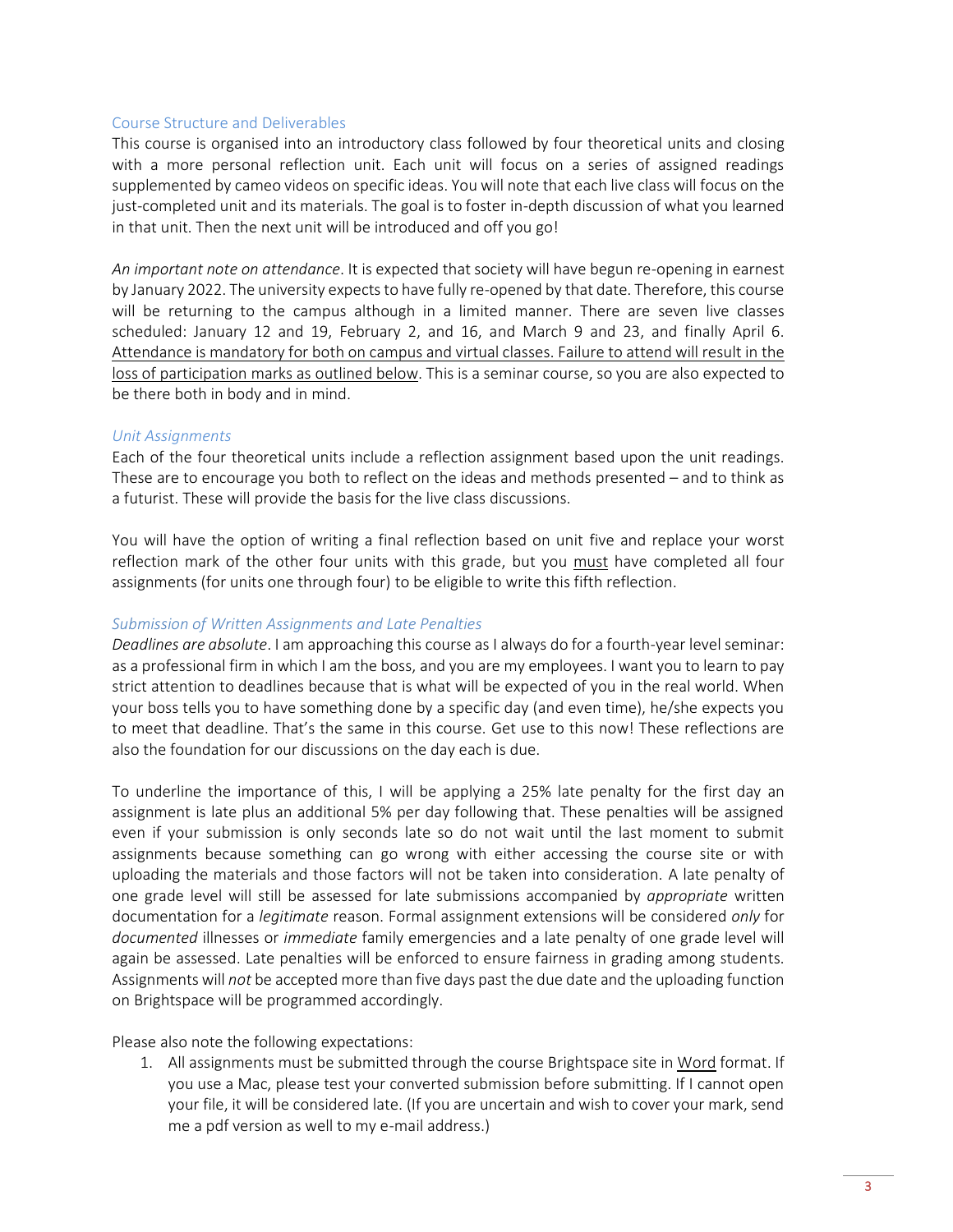## Course Structure and Deliverables

This course is organised into an introductory class followed by four theoretical units and closing with a more personal reflection unit. Each unit will focus on a series of assigned readings supplemented by cameo videos on specific ideas. You will note that each live class will focus on the just-completed unit and its materials. The goal is to foster in-depth discussion of what you learned in that unit. Then the next unit will be introduced and off you go!

*An important note on attendance*. It is expected that society will have begun re-opening in earnest by January 2022. The university expects to have fully re-opened by that date. Therefore, this course will be returning to the campus although in a limited manner. There are seven live classes scheduled: January 12 and 19, February 2, and 16, and March 9 and 23, and finally April 6. <u>Attendance is mandatory for both on campus and virtual classes. Failure to attend will result in the loss of participation marks as outlined below</u>. This is a seminar course, so you are also expected to be there both in body and in mind.

### *Unit Assignments*

Each of the four theoretical units include a reflection assignment based upon the unit readings. These are to encourage you both to reflect on the ideas and methods presented – and to think as a futurist. These will provide the basis for the live class discussions.

You will have the option of writing a final reflection based on unit five and replace your worst reflection mark of the other four units with this grade, but you <u>must</u> have completed all four assignments (for units one through four) to be eligible to write this fifth reflection.

### *Submission of Written Assignments and Late Penalties*

*Deadlines are absolute*. I am approaching this course as I always do for a fourth-year level seminar: as a professional firm in which I am the boss, and you are my employees. I want you to learn to pay strict attention to deadlines because that is what will be expected of you in the real world. When your boss tells you to have something done by a specific day (and even time), he/she expects you to meet that deadline. That's the same in this course. Get use to this now! These reflections are also the foundation for our discussions on the day each is due.

To underline the importance of this, I will be applying a 25% late penalty for the first day an assignment is late plus an additional 5% per day following that. These penalties will be assigned even if your submission is only seconds late so do not wait until the last moment to submit assignments because something can go wrong with either accessing the course site or with uploading the materials and those factors will not be taken into consideration. A late penalty of one grade level will still be assessed for late submissions accompanied by *appropriate* written documentation for a *legitimate* reason. Formal assignment extensions will be considered *only* for *documented* illnesses or *immediate* family emergencies and a late penalty of one grade level will again be assessed. Late penalties will be enforced to ensure fairness in grading among students. Assignments will *not* be accepted more than five days past the due date and the uploading function on Brightspace will be programmed accordingly.

Please also note the following expectations:

1. All assignments must be submitted through the course Brightspace site in <u>Word</u> format. If you use a Mac, please test your converted submission before submitting. If I cannot open your file, it will be considered late. (If you are uncertain and wish to cover your mark, send me a pdf version as well to my e-mail address.)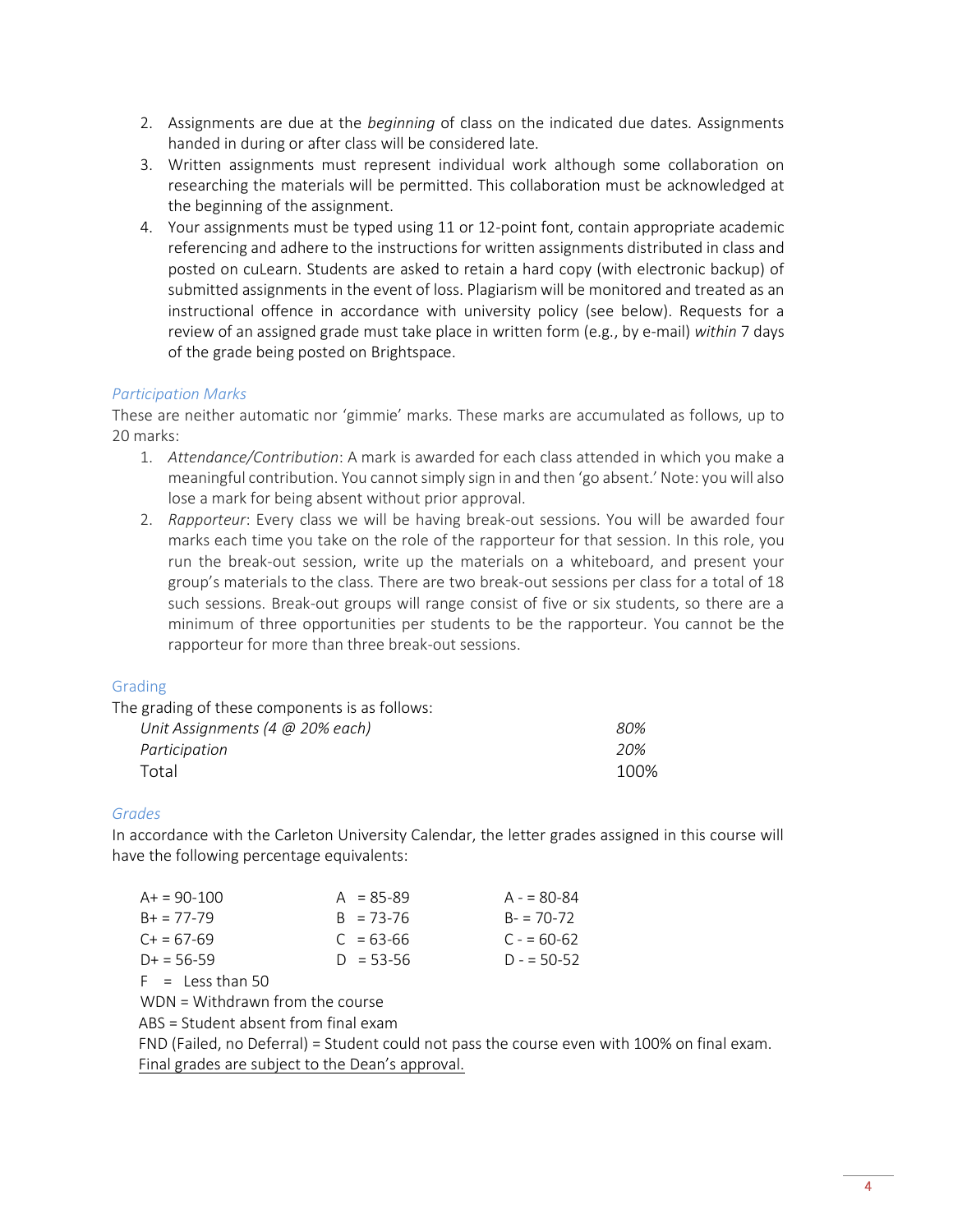2. Assignments are due at the *beginning* of class on the indicated due dates. Assignments handed in during or after class will be considered late.
3. Written assignments must represent individual work although some collaboration on researching the materials will be permitted. This collaboration must be acknowledged at the beginning of the assignment.
4. Your assignments must be typed using 11 or 12-point font, contain appropriate academic referencing and adhere to the instructions for written assignments distributed in class and posted on cuLearn. Students are asked to retain a hard copy (with electronic backup) of submitted assignments in the event of loss. Plagiarism will be monitored and treated as an instructional offence in accordance with university policy (see below). Requests for a review of an assigned grade must take place in written form (e.g., by e-mail) *within* 7 days of the grade being posted on Brightspace.

### *Participation Marks*

These are neither automatic nor 'gimmie' marks. These marks are accumulated as follows, up to 20 marks:

1. *Attendance/Contribution*: A mark is awarded for each class attended in which you make a meaningful contribution. You cannot simply sign in and then 'go absent.' Note: you will also lose a mark for being absent without prior approval.
2. *Rapporteur*: Every class we will be having break-out sessions. You will be awarded four marks each time you take on the role of the rapporteur for that session. In this role, you run the break-out session, write up the materials on a whiteboard, and present your group's materials to the class. There are two break-out sessions per class for a total of 18 such sessions. Break-out groups will range consist of five or six students, so there are a minimum of three opportunities per students to be the rapporteur. You cannot be the rapporteur for more than three break-out sessions.

### Grading

The grading of these components is as follows:

| | |
|---|---|
| *Unit Assignments (4 @ 20% each)* | *80%* |
| *Participation* | *20%* |
| Total | 100% |

### *Grades*

In accordance with the Carleton University Calendar, the letter grades assigned in this course will have the following percentage equivalents:

| | | |
|---|---|---|
| A+ = 90-100 | A = 85-89 | A - = 80-84 |
| B+ = 77-79 | B = 73-76 | B- = 70-72 |
| C+ = 67-69 | C = 63-66 | C - = 60-62 |
| D+ = 56-59 | D = 53-56 | D - = 50-52 |

F = Less than 50

WDN = Withdrawn from the course

ABS = Student absent from final exam

FND (Failed, no Deferral) = Student could not pass the course even with 100% on final exam.

<u>Final grades are subject to the Dean's approval.</u>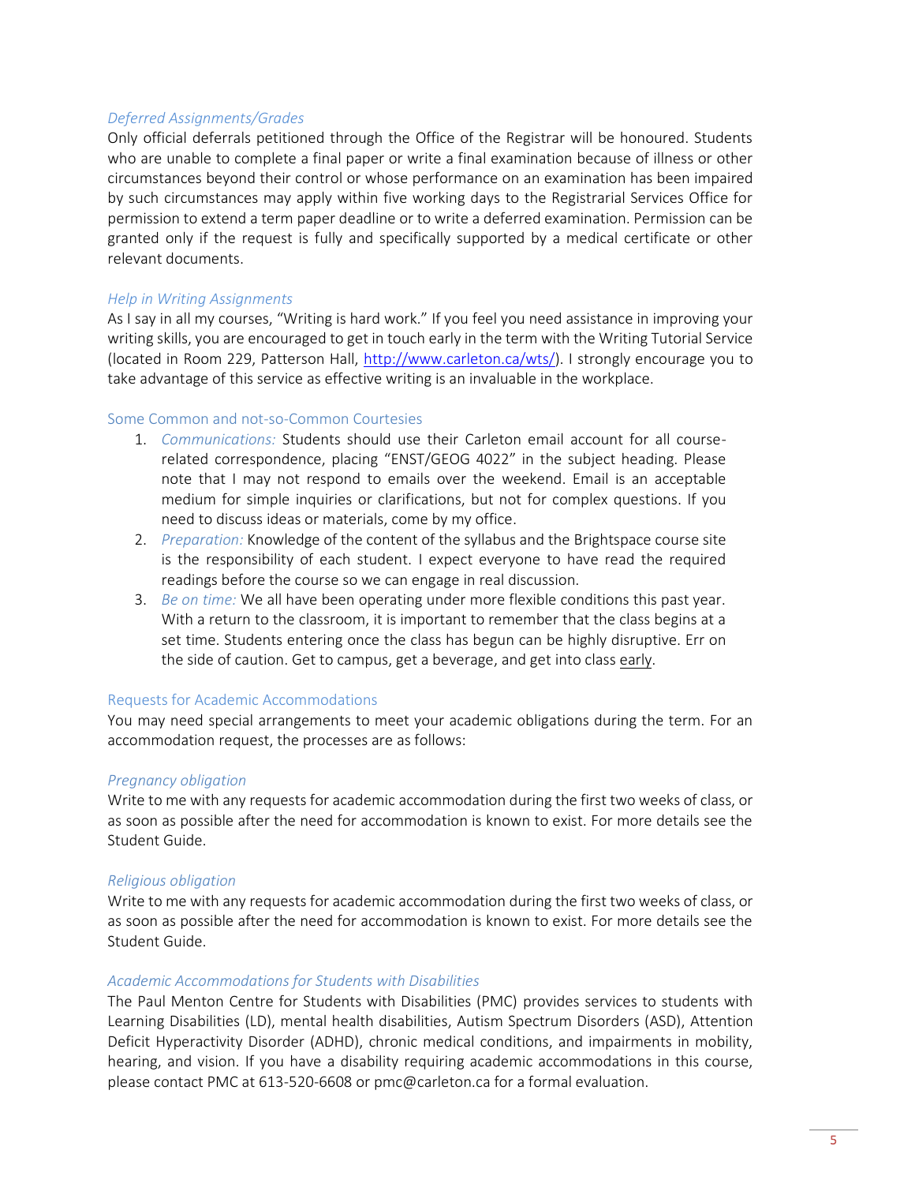*Deferred Assignments/Grades*

Only official deferrals petitioned through the Office of the Registrar will be honoured. Students who are unable to complete a final paper or write a final examination because of illness or other circumstances beyond their control or whose performance on an examination has been impaired by such circumstances may apply within five working days to the Registrarial Services Office for permission to extend a term paper deadline or to write a deferred examination. Permission can be granted only if the request is fully and specifically supported by a medical certificate or other relevant documents.

*Help in Writing Assignments*

As I say in all my courses, "Writing is hard work." If you feel you need assistance in improving your writing skills, you are encouraged to get in touch early in the term with the Writing Tutorial Service (located in Room 229, Patterson Hall, http://www.carleton.ca/wts/). I strongly encourage you to take advantage of this service as effective writing is an invaluable in the workplace.

## Some Common and not-so-Common Courtesies

1. *Communications:* Students should use their Carleton email account for all course-related correspondence, placing "ENST/GEOG 4022" in the subject heading. Please note that I may not respond to emails over the weekend. Email is an acceptable medium for simple inquiries or clarifications, but not for complex questions. If you need to discuss ideas or materials, come by my office.
2. *Preparation:* Knowledge of the content of the syllabus and the Brightspace course site is the responsibility of each student. I expect everyone to have read the required readings before the course so we can engage in real discussion.
3. *Be on time:* We all have been operating under more flexible conditions this past year. With a return to the classroom, it is important to remember that the class begins at a set time. Students entering once the class has begun can be highly disruptive. Err on the side of caution. Get to campus, get a beverage, and get into class early.

## Requests for Academic Accommodations

You may need special arrangements to meet your academic obligations during the term. For an accommodation request, the processes are as follows:

*Pregnancy obligation*

Write to me with any requests for academic accommodation during the first two weeks of class, or as soon as possible after the need for accommodation is known to exist. For more details see the Student Guide.

*Religious obligation*

Write to me with any requests for academic accommodation during the first two weeks of class, or as soon as possible after the need for accommodation is known to exist. For more details see the Student Guide.

*Academic Accommodations for Students with Disabilities*

The Paul Menton Centre for Students with Disabilities (PMC) provides services to students with Learning Disabilities (LD), mental health disabilities, Autism Spectrum Disorders (ASD), Attention Deficit Hyperactivity Disorder (ADHD), chronic medical conditions, and impairments in mobility, hearing, and vision. If you have a disability requiring academic accommodations in this course, please contact PMC at 613-520-6608 or pmc@carleton.ca for a formal evaluation.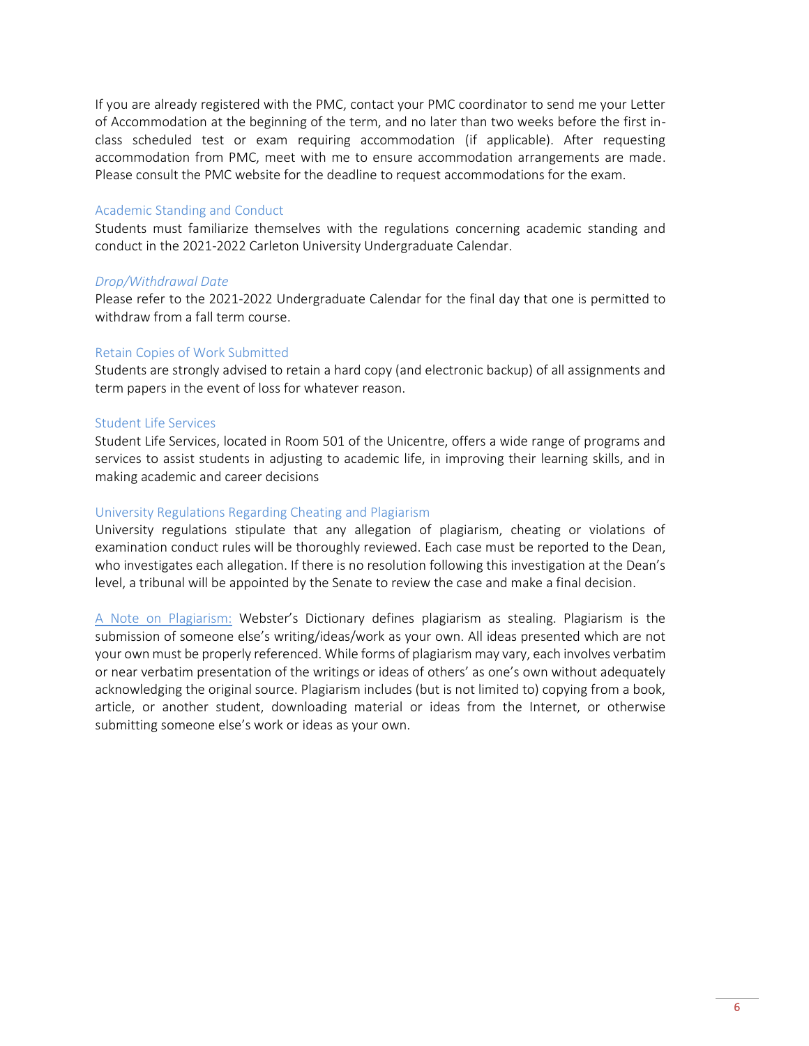If you are already registered with the PMC, contact your PMC coordinator to send me your Letter of Accommodation at the beginning of the term, and no later than two weeks before the first in-class scheduled test or exam requiring accommodation (if applicable). After requesting accommodation from PMC, meet with me to ensure accommodation arrangements are made. Please consult the PMC website for the deadline to request accommodations for the exam.

### Academic Standing and Conduct

Students must familiarize themselves with the regulations concerning academic standing and conduct in the 2021-2022 Carleton University Undergraduate Calendar.

### *Drop/Withdrawal Date*

Please refer to the 2021-2022 Undergraduate Calendar for the final day that one is permitted to withdraw from a fall term course.

### Retain Copies of Work Submitted

Students are strongly advised to retain a hard copy (and electronic backup) of all assignments and term papers in the event of loss for whatever reason.

### Student Life Services

Student Life Services, located in Room 501 of the Unicentre, offers a wide range of programs and services to assist students in adjusting to academic life, in improving their learning skills, and in making academic and career decisions

### University Regulations Regarding Cheating and Plagiarism

University regulations stipulate that any allegation of plagiarism, cheating or violations of examination conduct rules will be thoroughly reviewed. Each case must be reported to the Dean, who investigates each allegation. If there is no resolution following this investigation at the Dean's level, a tribunal will be appointed by the Senate to review the case and make a final decision.

A Note on Plagiarism: Webster's Dictionary defines plagiarism as stealing. Plagiarism is the submission of someone else's writing/ideas/work as your own. All ideas presented which are not your own must be properly referenced. While forms of plagiarism may vary, each involves verbatim or near verbatim presentation of the writings or ideas of others' as one's own without adequately acknowledging the original source. Plagiarism includes (but is not limited to) copying from a book, article, or another student, downloading material or ideas from the Internet, or otherwise submitting someone else's work or ideas as your own.